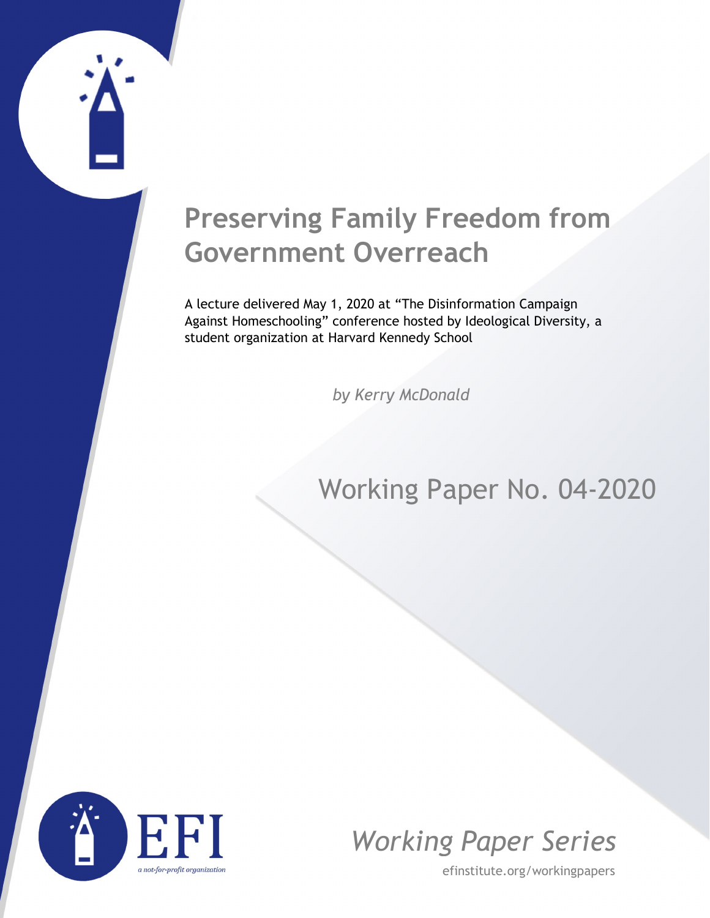# Preserving Family Freedom from Government Overreach

A lecture delivered May 1, 2020 at "The Disinformation Campaign Against Homeschooling" conference hosted by Ideological Diversity, a student organization at Harvard Kennedy School

*by Kerry McDonald*

## Working Paper No. 04-2020

EFI

*a not-for-profit organization*

*Working Paper Series*

efinstitute.org/workingpapers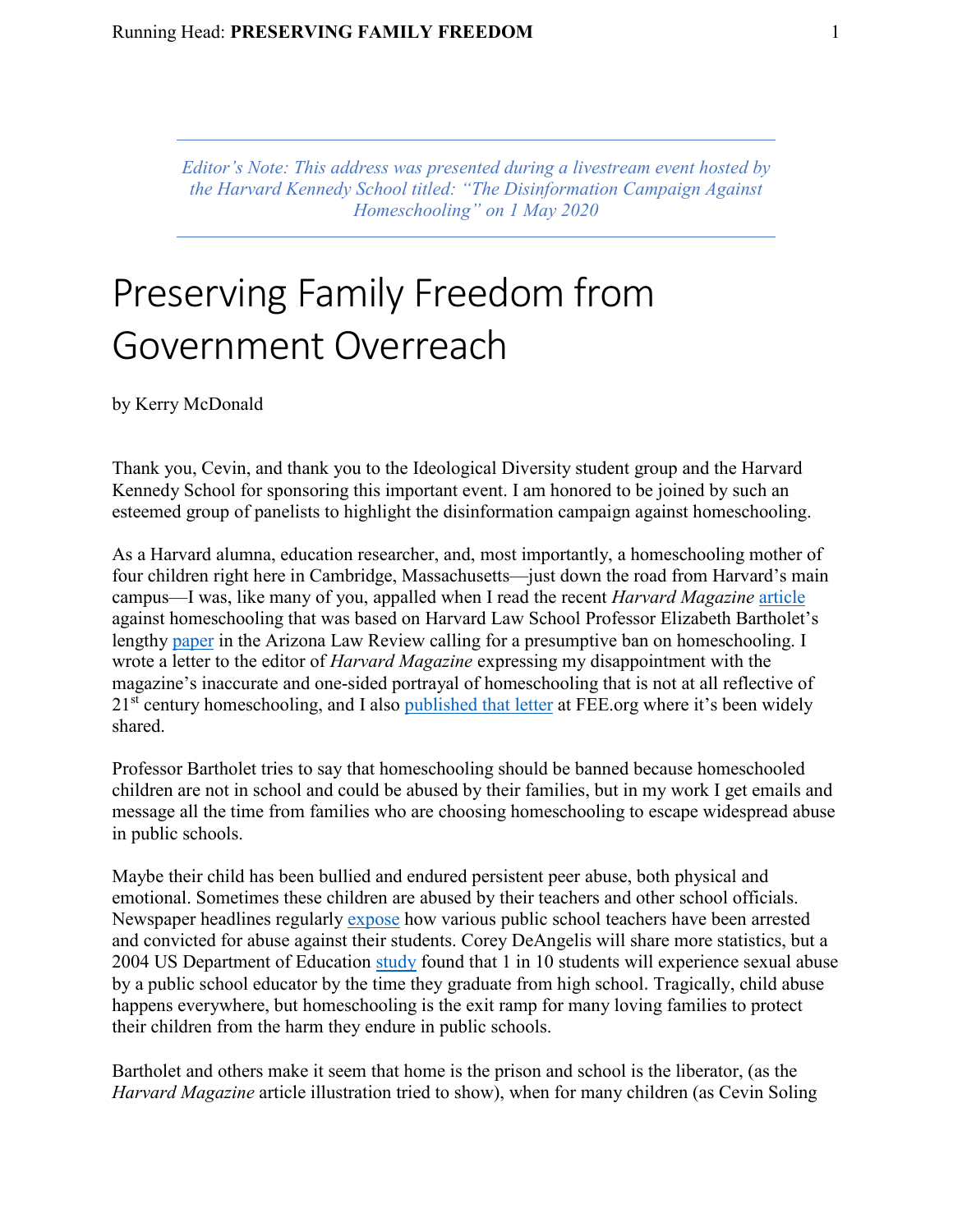*Editor's Note: This address was presented during a livestream event hosted by the Harvard Kennedy School titled: "The Disinformation Campaign Against Homeschooling" on 1 May 2020*

# Preserving Family Freedom from Government Overreach

by Kerry McDonald

Thank you, Cevin, and thank you to the Ideological Diversity student group and the Harvard Kennedy School for sponsoring this important event. I am honored to be joined by such an esteemed group of panelists to highlight the disinformation campaign against homeschooling.

As a Harvard alumna, education researcher, and, most importantly, a homeschooling mother of four children right here in Cambridge, Massachusetts—just down the road from Harvard's main campus—I was, like many of you, appalled when I read the recent *Harvard Magazine* article against homeschooling that was based on Harvard Law School Professor Elizabeth Bartholet's lengthy paper in the Arizona Law Review calling for a presumptive ban on homeschooling. I wrote a letter to the editor of *Harvard Magazine* expressing my disappointment with the magazine's inaccurate and one-sided portrayal of homeschooling that is not at all reflective of 21st century homeschooling, and I also published that letter at FEE.org where it's been widely shared.

Professor Bartholet tries to say that homeschooling should be banned because homeschooled children are not in school and could be abused by their families, but in my work I get emails and message all the time from families who are choosing homeschooling to escape widespread abuse in public schools.

Maybe their child has been bullied and endured persistent peer abuse, both physical and emotional. Sometimes these children are abused by their teachers and other school officials. Newspaper headlines regularly expose how various public school teachers have been arrested and convicted for abuse against their students. Corey DeAngelis will share more statistics, but a 2004 US Department of Education study found that 1 in 10 students will experience sexual abuse by a public school educator by the time they graduate from high school. Tragically, child abuse happens everywhere, but homeschooling is the exit ramp for many loving families to protect their children from the harm they endure in public schools.

Bartholet and others make it seem that home is the prison and school is the liberator, (as the *Harvard Magazine* article illustration tried to show), when for many children (as Cevin Soling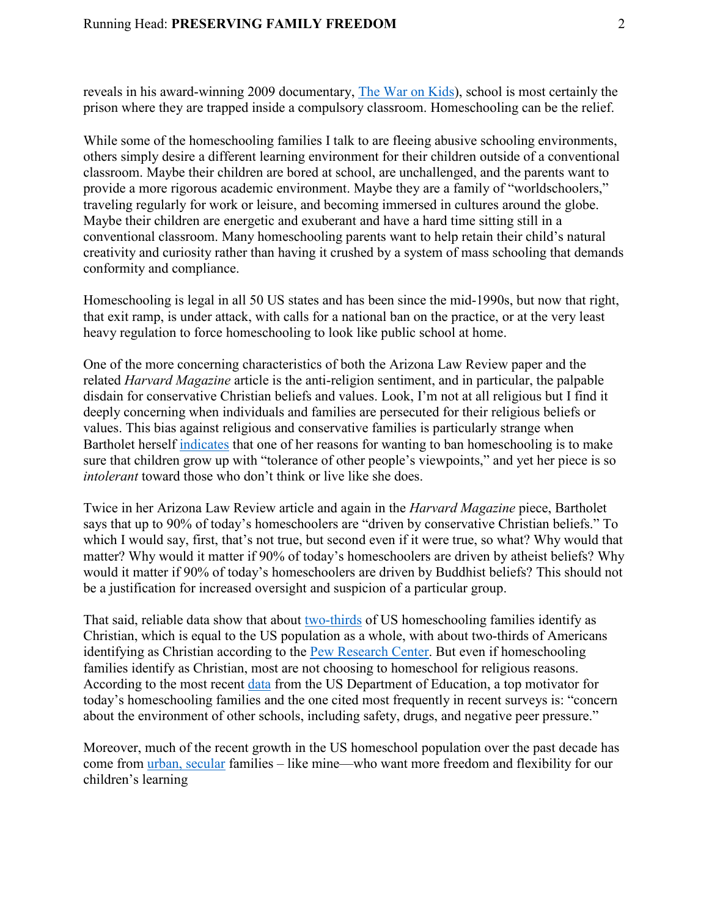reveals in his award-winning 2009 documentary, [The War on Kids](#)), school is most certainly the prison where they are trapped inside a compulsory classroom. Homeschooling can be the relief.

While some of the homeschooling families I talk to are fleeing abusive schooling environments, others simply desire a different learning environment for their children outside of a conventional classroom. Maybe their children are bored at school, are unchallenged, and the parents want to provide a more rigorous academic environment. Maybe they are a family of "worldschoolers," traveling regularly for work or leisure, and becoming immersed in cultures around the globe. Maybe their children are energetic and exuberant and have a hard time sitting still in a conventional classroom. Many homeschooling parents want to help retain their child's natural creativity and curiosity rather than having it crushed by a system of mass schooling that demands conformity and compliance.

Homeschooling is legal in all 50 US states and has been since the mid-1990s, but now that right, that exit ramp, is under attack, with calls for a national ban on the practice, or at the very least heavy regulation to force homeschooling to look like public school at home.

One of the more concerning characteristics of both the Arizona Law Review paper and the related *Harvard Magazine* article is the anti-religion sentiment, and in particular, the palpable disdain for conservative Christian beliefs and values. Look, I'm not at all religious but I find it deeply concerning when individuals and families are persecuted for their religious beliefs or values. This bias against religious and conservative families is particularly strange when Bartholet herself [indicates](#) that one of her reasons for wanting to ban homeschooling is to make sure that children grow up with "tolerance of other people's viewpoints," and yet her piece is so *intolerant* toward those who don't think or live like she does.

Twice in her Arizona Law Review article and again in the *Harvard Magazine* piece, Bartholet says that up to 90% of today's homeschoolers are "driven by conservative Christian beliefs." To which I would say, first, that's not true, but second even if it were true, so what? Why would that matter? Why would it matter if 90% of today's homeschoolers are driven by atheist beliefs? Why would it matter if 90% of today's homeschoolers are driven by Buddhist beliefs? This should not be a justification for increased oversight and suspicion of a particular group.

That said, reliable data show that about [two-thirds](#) of US homeschooling families identify as Christian, which is equal to the US population as a whole, with about two-thirds of Americans identifying as Christian according to the [Pew Research Center](#). But even if homeschooling families identify as Christian, most are not choosing to homeschool for religious reasons. According to the most recent [data](#) from the US Department of Education, a top motivator for today's homeschooling families and the one cited most frequently in recent surveys is: "concern about the environment of other schools, including safety, drugs, and negative peer pressure."

Moreover, much of the recent growth in the US homeschool population over the past decade has come from [urban, secular](#) families – like mine—who want more freedom and flexibility for our children's learning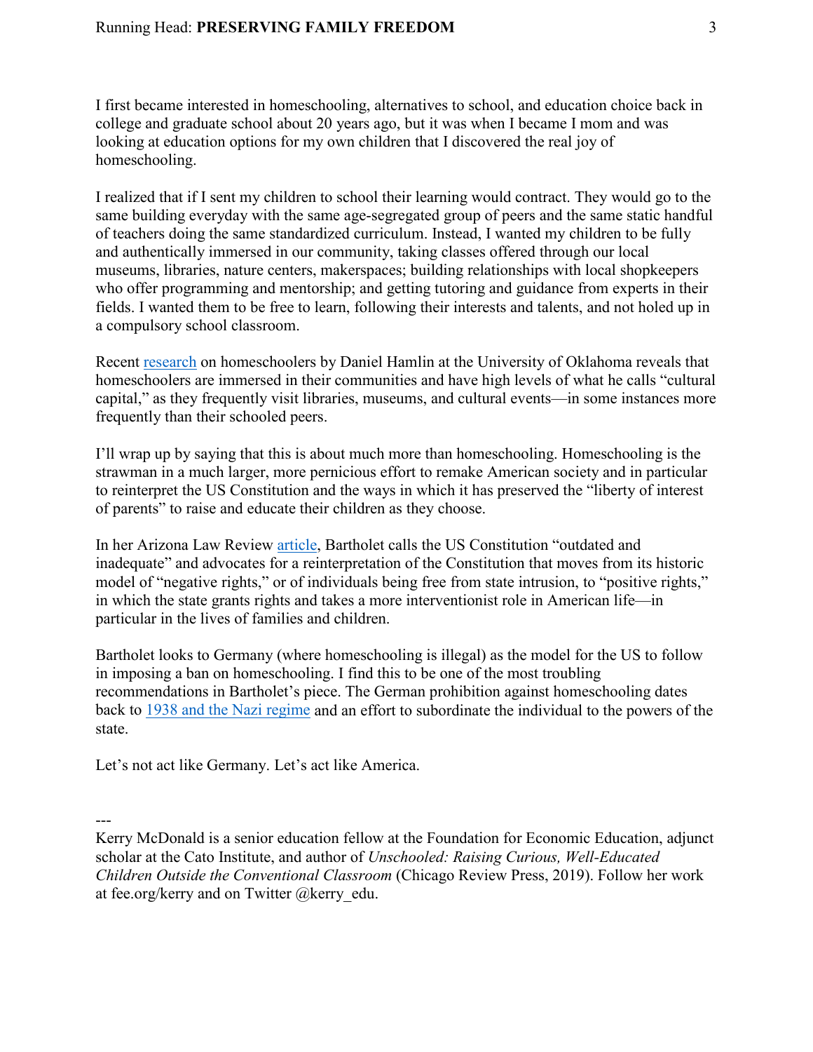I first became interested in homeschooling, alternatives to school, and education choice back in college and graduate school about 20 years ago, but it was when I became I mom and was looking at education options for my own children that I discovered the real joy of homeschooling.

I realized that if I sent my children to school their learning would contract. They would go to the same building everyday with the same age-segregated group of peers and the same static handful of teachers doing the same standardized curriculum. Instead, I wanted my children to be fully and authentically immersed in our community, taking classes offered through our local museums, libraries, nature centers, makerspaces; building relationships with local shopkeepers who offer programming and mentorship; and getting tutoring and guidance from experts in their fields. I wanted them to be free to learn, following their interests and talents, and not holed up in a compulsory school classroom.

Recent research on homeschoolers by Daniel Hamlin at the University of Oklahoma reveals that homeschoolers are immersed in their communities and have high levels of what he calls "cultural capital," as they frequently visit libraries, museums, and cultural events—in some instances more frequently than their schooled peers.

I'll wrap up by saying that this is about much more than homeschooling. Homeschooling is the strawman in a much larger, more pernicious effort to remake American society and in particular to reinterpret the US Constitution and the ways in which it has preserved the "liberty of interest of parents" to raise and educate their children as they choose.

In her Arizona Law Review article, Bartholet calls the US Constitution "outdated and inadequate" and advocates for a reinterpretation of the Constitution that moves from its historic model of "negative rights," or of individuals being free from state intrusion, to "positive rights," in which the state grants rights and takes a more interventionist role in American life—in particular in the lives of families and children.

Bartholet looks to Germany (where homeschooling is illegal) as the model for the US to follow in imposing a ban on homeschooling. I find this to be one of the most troubling recommendations in Bartholet's piece. The German prohibition against homeschooling dates back to 1938 and the Nazi regime and an effort to subordinate the individual to the powers of the state.

Let's not act like Germany. Let's act like America.

---

Kerry McDonald is a senior education fellow at the Foundation for Economic Education, adjunct scholar at the Cato Institute, and author of *Unschooled: Raising Curious, Well-Educated Children Outside the Conventional Classroom* (Chicago Review Press, 2019). Follow her work at fee.org/kerry and on Twitter @kerry_edu.